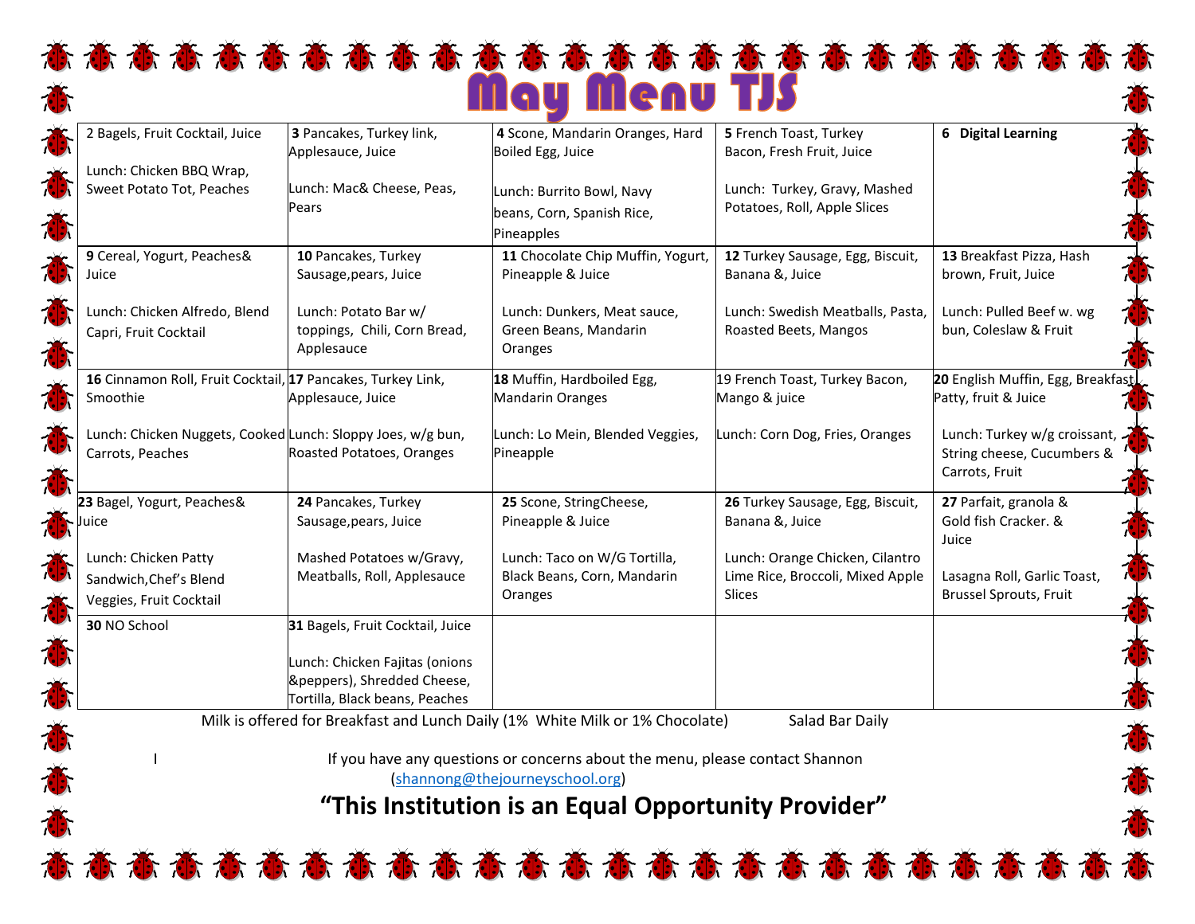# May Menu TJS

| | | | | |
|---|---|---|---|---|
| 2 Bagels, Fruit Cocktail, Juice<br><br>Lunch: Chicken BBQ Wrap, Sweet Potato Tot, Peaches | **3** Pancakes, Turkey link, Applesauce, Juice<br><br>Lunch: Mac& Cheese, Peas, Pears | **4** Scone, Mandarin Oranges, Hard Boiled Egg, Juice<br><br>Lunch: Burrito Bowl, Navy beans, Corn, Spanish Rice, Pineapples | **5** French Toast, Turkey Bacon, Fresh Fruit, Juice<br><br>Lunch: Turkey, Gravy, Mashed Potatoes, Roll, Apple Slices | **6 Digital Learning** |
| **9** Cereal, Yogurt, Peaches& Juice<br><br>Lunch: Chicken Alfredo, Blend Capri, Fruit Cocktail | **10** Pancakes, Turkey Sausage,pears, Juice<br><br>Lunch: Potato Bar w/ toppings, Chili, Corn Bread, Applesauce | **11** Chocolate Chip Muffin, Yogurt, Pineapple & Juice<br><br>Lunch: Dunkers, Meat sauce, Green Beans, Mandarin Oranges | **12** Turkey Sausage, Egg, Biscuit, Banana &, Juice<br><br>Lunch: Swedish Meatballs, Pasta, Roasted Beets, Mangos | **13** Breakfast Pizza, Hash brown, Fruit, Juice<br><br>Lunch: Pulled Beef w. wg bun, Coleslaw & Fruit |
| **16** Cinnamon Roll, Fruit Cocktail, Smoothie<br><br>Lunch: Chicken Nuggets, Cooked Carrots, Peaches | **17** Pancakes, Turkey Link, Applesauce, Juice<br><br>Lunch: Sloppy Joes, w/g bun, Roasted Potatoes, Oranges | **18** Muffin, Hardboiled Egg, Mandarin Oranges<br><br>Lunch: Lo Mein, Blended Veggies, Pineapple | 19 French Toast, Turkey Bacon, Mango & juice<br><br>Lunch: Corn Dog, Fries, Oranges | **20** English Muffin, Egg, Breakfast Patty, fruit & Juice<br><br>Lunch: Turkey w/g croissant, String cheese, Cucumbers & Carrots, Fruit |
| **23** Bagel, Yogurt, Peaches& Juice<br><br>Lunch: Chicken Patty Sandwich,Chef's Blend Veggies, Fruit Cocktail | **24** Pancakes, Turkey Sausage,pears, Juice<br><br>Mashed Potatoes w/Gravy, Meatballs, Roll, Applesauce | **25** Scone, StringCheese, Pineapple & Juice<br><br>Lunch: Taco on W/G Tortilla, Black Beans, Corn, Mandarin Oranges | **26** Turkey Sausage, Egg, Biscuit, Banana &, Juice<br><br>Lunch: Orange Chicken, Cilantro Lime Rice, Broccoli, Mixed Apple Slices | **27** Parfait, granola & Gold fish Cracker. & Juice<br><br>Lasagna Roll, Garlic Toast, Brussel Sprouts, Fruit |
| **30** NO School | **31** Bagels, Fruit Cocktail, Juice<br><br>Lunch: Chicken Fajitas (onions &peppers), Shredded Cheese, Tortilla, Black beans, Peaches | | | |

Milk is offered for Breakfast and Lunch Daily (1% White Milk or 1% Chocolate) Salad Bar Daily

I If you have any questions or concerns about the menu, please contact Shannon (shannong@thejourneyschool.org)

**"This Institution is an Equal Opportunity Provider"**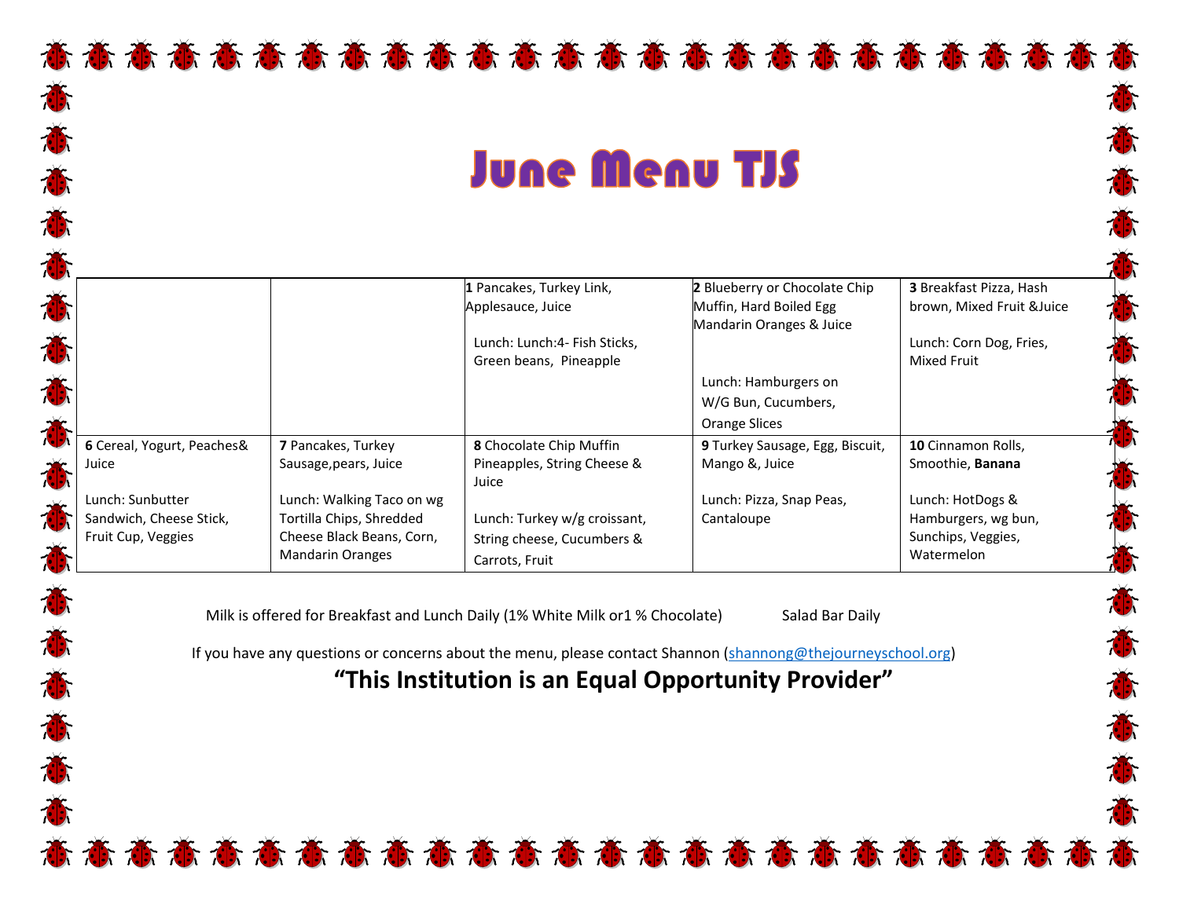# June Menu TJS

| | | | | |
|---|---|---|---|---|
| | | **1** Pancakes, Turkey Link, Applesauce, Juice<br><br>Lunch: Lunch:4- Fish Sticks, Green beans, Pineapple | **2** Blueberry or Chocolate Chip Muffin, Hard Boiled Egg Mandarin Oranges & Juice<br><br>Lunch: Hamburgers on W/G Bun, Cucumbers, Orange Slices | **3** Breakfast Pizza, Hash brown, Mixed Fruit &Juice<br><br>Lunch: Corn Dog, Fries, Mixed Fruit |
| **6** Cereal, Yogurt, Peaches& Juice<br><br>Lunch: Sunbutter Sandwich, Cheese Stick, Fruit Cup, Veggies | **7** Pancakes, Turkey Sausage,pears, Juice<br><br>Lunch: Walking Taco on wg Tortilla Chips, Shredded Cheese Black Beans, Corn, Mandarin Oranges | **8** Chocolate Chip Muffin Pineapples, String Cheese & Juice<br><br>Lunch: Turkey w/g croissant, String cheese, Cucumbers & Carrots, Fruit | **9** Turkey Sausage, Egg, Biscuit, Mango &, Juice<br><br>Lunch: Pizza, Snap Peas, Cantaloupe | **10** Cinnamon Rolls, Smoothie, **Banana**<br><br>Lunch: HotDogs & Hamburgers, wg bun, Sunchips, Veggies, Watermelon |

Milk is offered for Breakfast and Lunch Daily (1% White Milk or1 % Chocolate) Salad Bar Daily

If you have any questions or concerns about the menu, please contact Shannon (shannong@thejourneyschool.org)

**"This Institution is an Equal Opportunity Provider"**